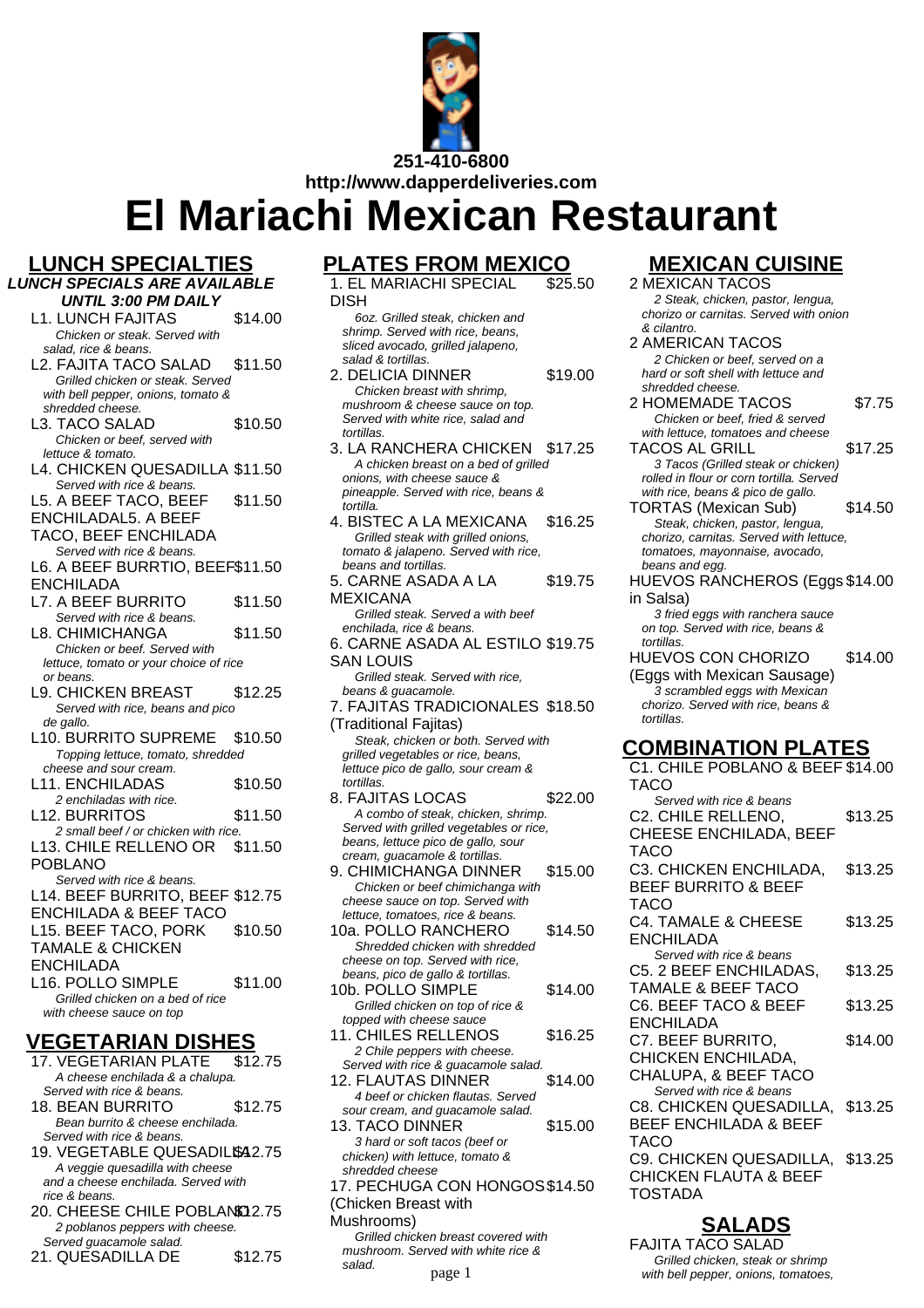251-410-6800

http://www.dapperdeliveries.com

# El Mariachi Mexican Restaurant

## LUNCH SPECIALTIES

***LUNCH SPECIALS ARE AVAILABLE UNTIL 3:00 PM DAILY***

**L1. LUNCH FAJITAS** $14.00
*Chicken or steak. Served with salad, rice & beans.*

**L2. FAJITA TACO SALAD** $11.50
*Grilled chicken or steak. Served with bell pepper, onions, tomato & shredded cheese.*

**L3. TACO SALAD** $10.50
*Chicken or beef, served with lettuce & tomato.*

**L4. CHICKEN QUESADILLA** $11.50
*Served with rice & beans.*

**L5. A BEEF TACO, BEEF ENCHILADAL5. A BEEF TACO, BEEF ENCHILADA** $11.50
*Served with rice & beans.*

**L6. A BEEF BURRTIO, BEEF ENCHILADA** $11.50

**L7. A BEEF BURRITO** $11.50
*Served with rice & beans.*

**L8. CHIMICHANGA** $11.50
*Chicken or beef. Served with lettuce, tomato or your choice of rice or beans.*

**L9. CHICKEN BREAST** $12.25
*Served with rice, beans and pico de gallo.*

**L10. BURRITO SUPREME** $10.50
*Topping lettuce, tomato, shredded cheese and sour cream.*

**L11. ENCHILADAS** $10.50
*2 enchiladas with rice.*

**L12. BURRITOS** $11.50
*2 small beef / or chicken with rice.*

**L13. CHILE RELLENO OR POBLANO** $11.50
*Served with rice & beans.*

**L14. BEEF BURRITO, BEEF ENCHILADA & BEEF TACO** $12.75

**L15. BEEF TACO, PORK TAMALE & CHICKEN ENCHILADA** $10.50

**L16. POLLO SIMPLE** $11.00
*Grilled chicken on a bed of rice with cheese sauce on top*

## VEGETARIAN DISHES

**17. VEGETARIAN PLATE** $12.75
*A cheese enchilada & a chalupa. Served with rice & beans.*

**18. BEAN BURRITO** $12.75
*Bean burrito & cheese enchilada. Served with rice & beans.*

**19. VEGETABLE QUESADILLA** $12.75
*A veggie quesadilla with cheese and a cheese enchilada. Served with rice & beans.*

**20. CHEESE CHILE POBLANO** $12.75
*2 poblanos peppers with cheese. Served guacamole salad.*

**21. QUESADILLA DE** $12.75

## PLATES FROM MEXICO

**1. EL MARIACHI SPECIAL DISH** $25.50
*6oz. Grilled steak, chicken and shrimp. Served with rice, beans, sliced avocado, grilled jalapeno, salad & tortillas.*

**2. DELICIA DINNER** $19.00
*Chicken breast with shrimp, mushroom & cheese sauce on top. Served with white rice, salad and tortillas.*

**3. LA RANCHERA CHICKEN** $17.25
*A chicken breast on a bed of grilled onions, with cheese sauce & pineapple. Served with rice, beans & tortilla.*

**4. BISTEC A LA MEXICANA** $16.25
*Grilled steak with grilled onions, tomato & jalapeno. Served with rice, beans and tortillas.*

**5. CARNE ASADA A LA MEXICANA** $19.75
*Grilled steak. Served a with beef enchilada, rice & beans.*

**6. CARNE ASADA AL ESTILO SAN LOUIS** $19.75
*Grilled steak. Served with rice, beans & guacamole.*

**7. FAJITAS TRADICIONALES (Traditional Fajitas)** $18.50
*Steak, chicken or both. Served with grilled vegetables or rice, beans, lettuce pico de gallo, sour cream & tortillas.*

**8. FAJITAS LOCAS** $22.00
*A combo of steak, chicken, shrimp. Served with grilled vegetables or rice, beans, lettuce pico de gallo, sour cream, guacamole & tortillas.*

**9. CHIMICHANGA DINNER** $15.00
*Chicken or beef chimichanga with cheese sauce on top. Served with lettuce, tomatoes, rice & beans.*

**10a. POLLO RANCHERO** $14.50
*Shredded chicken with shredded cheese on top. Served with rice, beans, pico de gallo & tortillas.*

**10b. POLLO SIMPLE** $14.00
*Grilled chicken on top of rice & topped with cheese sauce*

**11. CHILES RELLENOS** $16.25
*2 Chile peppers with cheese. Served with rice & guacamole salad.*

**12. FLAUTAS DINNER** $14.00
*4 beef or chicken flautas. Served sour cream, and guacamole salad.*

**13. TACO DINNER** $15.00
*3 hard or soft tacos (beef or chicken) with lettuce, tomato & shredded cheese*

**17. PECHUGA CON HONGOS (Chicken Breast with Mushrooms)** $14.50
*Grilled chicken breast covered with mushroom. Served with white rice & salad.*

## MEXICAN CUISINE

**2 MEXICAN TACOS**
*2 Steak, chicken, pastor, lengua, chorizo or carnitas. Served with onion & cilantro.*

**2 AMERICAN TACOS**
*2 Chicken or beef, served on a hard or soft shell with lettuce and shredded cheese.*

**2 HOMEMADE TACOS** $7.75
*Chicken or beef, fried & served with lettuce, tomatoes and cheese*

**TACOS AL GRILL** $17.25
*3 Tacos (Grilled steak or chicken) rolled in flour or corn tortilla. Served with rice, beans & pico de gallo.*

**TORTAS (Mexican Sub)** $14.50
*Steak, chicken, carnitas, pastor, lengua, chorizo, carnitas. Served with lettuce, tomatoes, mayonnaise, avocado, beans and egg.*

**HUEVOS RANCHEROS (Eggs in Salsa)** $14.00
*3 fried eggs with ranchera sauce on top. Served with rice, beans & tortillas.*

**HUEVOS CON CHORIZO (Eggs with Mexican Sausage)** $14.00
*3 scrambled eggs with Mexican chorizo. Served with rice, beans & tortillas.*

## COMBINATION PLATES

**C1. CHILE POBLANO & BEEF TACO** $14.00
*Served with rice & beans*

**C2. CHILE RELLENO, CHEESE ENCHILADA, BEEF TACO** $13.25

**C3. CHICKEN ENCHILADA, BEEF BURRITO & BEEF TACO** $13.25

**C4. TAMALE & CHEESE ENCHILADA** $13.25
*Served with rice & beans*

**C5. 2 BEEF ENCHILADAS, TAMALE & BEEF TACO** $13.25

**C6. BEEF TACO & BEEF ENCHILADA** $13.25

**C7. BEEF BURRITO, CHICKEN ENCHILADA, CHALUPA, & BEEF TACO** $14.00
*Served with rice & beans*

**C8. CHICKEN QUESADILLA, BEEF ENCHILADA & BEEF TACO** $13.25

**C9. CHICKEN QUESADILLA, CHICKEN FLAUTA & BEEF TOSTADA** $13.25

## SALADS

**FAJITA TACO SALAD**
*Grilled chicken, steak or shrimp with bell pepper, onions, tomatoes,*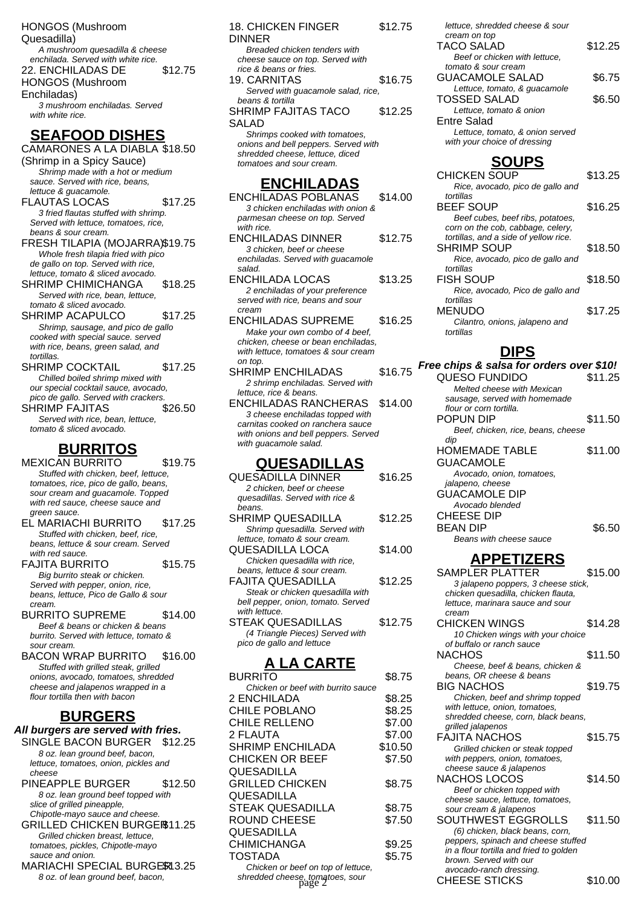HONGOS (Mushroom Quesadilla)

*A mushroom quesadilla & cheese enchilada. Served with white rice.*

22. ENCHILADAS DE HONGOS (Mushroom Enchiladas) $12.75

*3 mushroom enchiladas. Served with white rice.*

## SEAFOOD DISHES

CAMARONES A LA DIABLA (Shrimp in a Spicy Sauce) $18.50

*Shrimp made with a hot or medium sauce. Served with rice, beans, lettuce & guacamole.*

FLAUTAS LOCAS $17.25

*3 fried flautas stuffed with shrimp. Served with lettuce, tomatoes, rice, beans & sour cream.*

FRESH TILAPIA (MOJARRA) $19.75

*Whole fresh tilapia fried with pico de gallo on top. Served with rice, lettuce, tomato & sliced avocado.*

SHRIMP CHIMICHANGA $18.25

*Served with rice, bean, lettuce, tomato & sliced avocado.*

SHRIMP ACAPULCO $17.25

*Shrimp, sausage, and pico de gallo cooked with special sauce. served with rice, beans, green salad, and tortillas.*

SHRIMP COCKTAIL $17.25

*Chilled boiled shrimp mixed with our special cocktail sauce, avocado, pico de gallo. Served with crackers.*

SHRIMP FAJITAS $26.50

*Served with rice, bean, lettuce, tomato & sliced avocado.*

## BURRITOS

MEXICAN BURRITO $19.75

*Stuffed with chicken, beef, lettuce, tomatoes, rice, pico de gallo, beans, sour cream and guacamole. Topped with red sauce, cheese sauce and green sauce.*

EL MARIACHI BURRITO $17.25

*Stuffed with chicken, beef, rice, beans, lettuce & sour cream. Served with red sauce.*

FAJITA BURRITO $15.75

*Big burrito steak or chicken. Served with pepper, onion, rice, beans, lettuce, Pico de Gallo & sour cream.*

BURRITO SUPREME $14.00

*Beef & beans or chicken & beans burrito. Served with lettuce, tomato & sour cream.*

BACON WRAP BURRITO $16.00

*Stuffed with grilled steak, grilled onions, avocado, tomatoes, shredded cheese and jalapenos wrapped in a flour tortilla then with bacon*

## BURGERS

**All burgers are served with fries.**

SINGLE BACON BURGER $12.25

*8 oz. lean ground beef, bacon, lettuce, tomatoes, onion, pickles and cheese*

PINEAPPLE BURGER $12.50

*8 oz. lean ground beef topped with slice of grilled pineapple, Chipotle-mayo sauce and cheese.*

GRILLED CHICKEN BURGER $11.25

*Grilled chicken breast, lettuce, tomatoes, pickles, Chipotle-mayo sauce and onion.*

MARIACHI SPECIAL BURGER $13.25

*8 oz. of lean ground beef, bacon,*

18. CHICKEN FINGER DINNER $12.75

*Breaded chicken tenders with cheese sauce on top. Served with rice & beans or fries.*

19. CARNITAS $16.75

*Served with guacamole salad, rice, beans & tortilla*

SHRIMP FAJITAS TACO SALAD $12.25

*Shrimps cooked with tomatoes, onions and bell peppers. Served with shredded cheese, lettuce, diced tomatoes and sour cream.*

## ENCHILADAS

ENCHILADAS POBLANAS $14.00

*3 chicken enchiladas with onion & parmesan cheese on top. Served with rice.*

ENCHILADAS DINNER $12.75

*3 chicken, beef or cheese enchiladas. Served with guacamole salad.*

ENCHILADA LOCAS $13.25

*2 enchiladas of your preference served with rice, beans and sour cream*

ENCHILADAS SUPREME $16.25

*Make your own combo of 4 beef, chicken, cheese or bean enchiladas, with lettuce, tomatoes & sour cream on top.*

SHRIMP ENCHILADAS $16.75

*2 shrimp enchiladas. Served with lettuce, rice & beans.*

ENCHILADAS RANCHERAS $14.00

*3 cheese enchiladas topped with carnitas cooked on ranchera sauce with onions and bell peppers. Served with guacamole salad.*

## QUESADILLAS

QUESADILLA DINNER $16.25

*2 chicken, beef or cheese quesadillas. Served with rice & beans.*

SHRIMP QUESADILLA $12.25

*Shrimp quesadilla. Served with lettuce, tomato & sour cream.*

QUESADILLA LOCA $14.00

*Chicken quesadilla with rice, beans, lettuce & sour cream.*

FAJITA QUESADILLA $12.25

*Steak or chicken quesadilla with bell pepper, onion, tomato. Served with lettuce.*

STEAK QUESADILLAS $12.75

*(4 Triangle Pieces) Served with pico de gallo and lettuce*

## A LA CARTE

| Item | Price |
|---|---|
| BURRITO *Chicken or beef with burrito sauce* | $8.75 |
| 2 ENCHILADA | $8.25 |
| CHILE POBLANO | $8.25 |
| CHILE RELLENO | $7.00 |
| 2 FLAUTA | $7.00 |
| SHRIMP ENCHILADA | $10.50 |
| CHICKEN OR BEEF QUESADILLA | $7.50 |
| GRILLED CHICKEN QUESADILLA | $8.75 |
| STEAK QUESADILLA | $8.75 |
| ROUND CHEESE QUESADILLA | $7.50 |
| CHIMICHANGA | $9.25 |
| TOSTADA *Chicken or beef on top of lettuce, shredded cheese, tomatoes, sour cream on top* | $5.75 |

TACO SALAD $12.25

*Beef or chicken with lettuce, tomato & sour cream*

GUACAMOLE SALAD $6.75

*Lettuce, tomato, & guacamole*

TOSSED SALAD $6.50

*Lettuce, tomato & onion*

Entre Salad

*Lettuce, tomato, & onion served with your choice of dressing*

## SOUPS

CHICKEN SOUP $13.25

*Rice, avocado, pico de gallo and tortillas*

BEEF SOUP $16.25

*Beef cubes, beef ribs, potatoes, corn on the cob, cabbage, celery, tortillas, and a side of yellow rice.*

SHRIMP SOUP $18.50

*Rice, avocado, pico de gallo and tortillas*

FISH SOUP $18.50

*Rice, avocado, Pico de gallo and tortillas*

MENUDO $17.25

*Cilantro, onions, jalapeno and tortillas*

## DIPS

**Free chips & salsa for orders over $10!**

QUESO FUNDIDO $11.25

*Melted cheese with Mexican sausage, served with homemade flour or corn tortilla.*

POPUN DIP $11.50

*Beef, chicken, rice, beans, cheese dip*

HOMEMADE TABLE GUACAMOLE $11.00

*Avocado, onion, tomatoes, jalapeno, cheese*

GUACAMOLE DIP

*Avocado blended*

CHEESE DIP

BEAN DIP $6.50

*Beans with cheese sauce*

## APPETIZERS

SAMPLER PLATTER $15.00

*3 jalapeno poppers, 3 cheese stick, chicken quesadilla, chicken flauta, lettuce, marinara sauce and sour cream*

CHICKEN WINGS $14.28

*10 Chicken wings with your choice of buffalo or ranch sauce*

NACHOS $11.50

*Cheese, beef & beans, chicken & beans, OR cheese & beans*

BIG NACHOS $19.75

*Chicken, beef and shrimp topped with lettuce, onion, tomatoes, shredded cheese, corn, black beans, grilled jalapenos*

FAJITA NACHOS $15.75

*Grilled chicken or steak topped with peppers, onion, tomatoes, cheese sauce & jalapenos*

NACHOS LOCOS $14.50

*Beef or chicken topped with cheese sauce, lettuce, tomatoes, sour cream & jalapenos*

SOUTHWEST EGGROLLS $11.50

*(6) chicken, black beans, corn, peppers, spinach and cheese stuffed in a flour tortilla and fried to golden brown. Served with our avocado-ranch dressing.*

CHEESE STICKS $10.00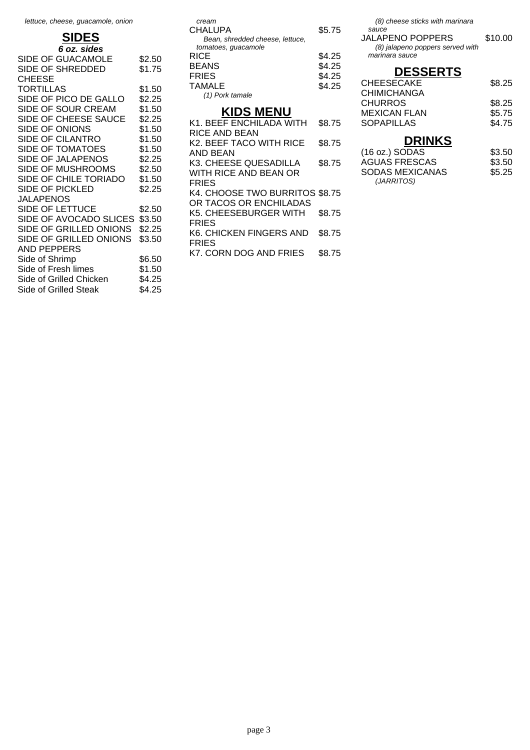*lettuce, cheese, guacamole, onion*

## SIDES

***6 oz. sides***

| | |
|---|---|
| SIDE OF GUACAMOLE | $2.50 |
| SIDE OF SHREDDED CHEESE | $1.75 |
| TORTILLAS | $1.50 |
| SIDE OF PICO DE GALLO | $2.25 |
| SIDE OF SOUR CREAM | $1.50 |
| SIDE OF CHEESE SAUCE | $2.25 |
| SIDE OF ONIONS | $1.50 |
| SIDE OF CILANTRO | $1.50 |
| SIDE OF TOMATOES | $1.50 |
| SIDE OF JALAPENOS | $2.25 |
| SIDE OF MUSHROOMS | $2.50 |
| SIDE OF CHILE TORIADO | $1.50 |
| SIDE OF PICKLED JALAPENOS | $2.25 |
| SIDE OF LETTUCE | $2.50 |
| SIDE OF AVOCADO SLICES | $3.50 |
| SIDE OF GRILLED ONIONS | $2.25 |
| SIDE OF GRILLED ONIONS AND PEPPERS | $3.50 |
| Side of Shrimp | $6.50 |
| Side of Fresh limes | $1.50 |
| Side of Grilled Chicken | $4.25 |
| Side of Grilled Steak | $4.25 |

*cream*

| | |
|---|---|
| CHALUPA<br>*Bean, shredded cheese, lettuce, tomatoes, guacamole* | $5.75 |
| RICE | $4.25 |
| BEANS | $4.25 |
| FRIES | $4.25 |
| TAMALE<br>*(1) Pork tamale* | $4.25 |

## KIDS MENU

| | |
|---|---|
| K1. BEEF ENCHILADA WITH RICE AND BEAN | $8.75 |
| K2. BEEF TACO WITH RICE AND BEAN | $8.75 |
| K3. CHEESE QUESADILLA WITH RICE AND BEAN OR FRIES | $8.75 |
| K4. CHOOSE TWO BURRITOS OR TACOS OR ENCHILADAS | $8.75 |
| K5. CHEESEBURGER WITH FRIES | $8.75 |
| K6. CHICKEN FINGERS AND FRIES | $8.75 |
| K7. CORN DOG AND FRIES | $8.75 |

*(8) cheese sticks with marinara sauce*

| | |
|---|---|
| JALAPENO POPPERS<br>*(8) jalapeno poppers served with marinara sauce* | $10.00 |

## DESSERTS

| | |
|---|---|
| CHEESECAKE CHIMICHANGA | $8.25 |
| CHURROS | $8.25 |
| MEXICAN FLAN | $5.75 |
| SOPAPILLAS | $4.75 |

## DRINKS

| | |
|---|---|
| (16 oz.) SODAS | $3.50 |
| AGUAS FRESCAS | $3.50 |
| SODAS MEXICANAS<br>*(JARRITOS)* | $5.25 |